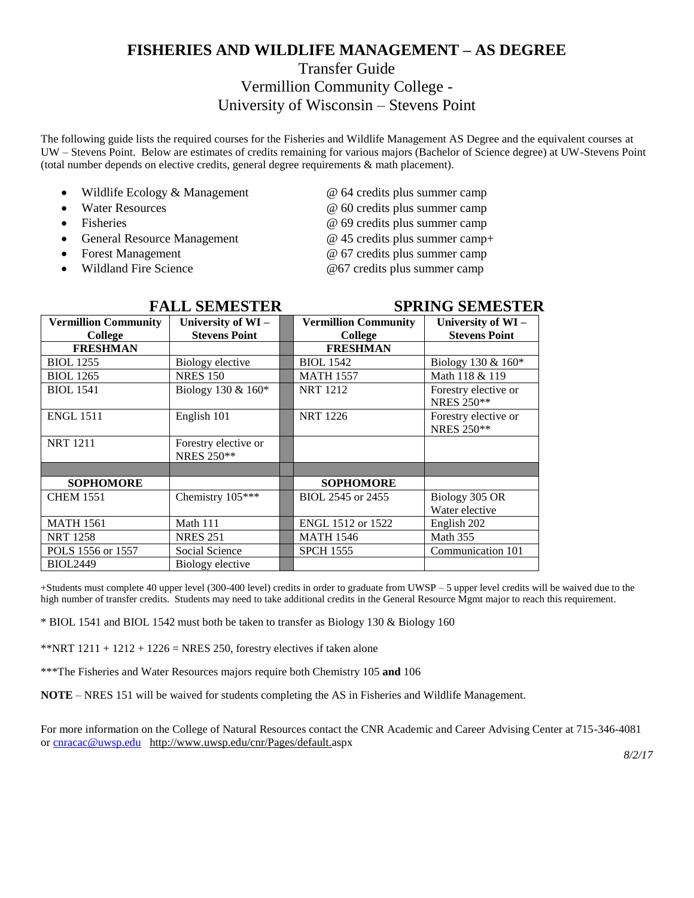# FISHERIES AND WILDLIFE MANAGEMENT – AS DEGREE

## Transfer Guide
## Vermillion Community College -
## University of Wisconsin – Stevens Point

The following guide lists the required courses for the Fisheries and Wildlife Management AS Degree and the equivalent courses at UW – Stevens Point. Below are estimates of credits remaining for various majors (Bachelor of Science degree) at UW-Stevens Point (total number depends on elective credits, general degree requirements & math placement).

- Wildlife Ecology & Management — @ 64 credits plus summer camp
- Water Resources — @ 60 credits plus summer camp
- Fisheries — @ 69 credits plus summer camp
- General Resource Management — @ 45 credits plus summer camp+
- Forest Management — @ 67 credits plus summer camp
- Wildland Fire Science — @67 credits plus summer camp

| FALL SEMESTER | | | SPRING SEMESTER | |
|---|---|---|---|---|
| **Vermillion Community College** | **University of WI – Stevens Point** | | **Vermillion Community College** | **University of WI – Stevens Point** |
| **FRESHMAN** | | | **FRESHMAN** | |
| BIOL 1255 | Biology elective | | BIOL 1542 | Biology 130 & 160* |
| BIOL 1265 | NRES 150 | | MATH 1557 | Math 118 & 119 |
| BIOL 1541 | Biology 130 & 160* | | NRT 1212 | Forestry elective or NRES 250** |
| ENGL 1511 | English 101 | | NRT 1226 | Forestry elective or NRES 250** |
| NRT 1211 | Forestry elective or NRES 250** | | | |
| | | | | |
| **SOPHOMORE** | | | **SOPHOMORE** | |
| CHEM 1551 | Chemistry 105*** | | BIOL 2545 or 2455 | Biology 305 OR Water elective |
| MATH 1561 | Math 111 | | ENGL 1512 or 1522 | English 202 |
| NRT 1258 | NRES 251 | | MATH 1546 | Math 355 |
| POLS 1556 or 1557 | Social Science | | SPCH 1555 | Communication 101 |
| BIOL2449 | Biology elective | | | |

+Students must complete 40 upper level (300-400 level) credits in order to graduate from UWSP – 5 upper level credits will be waived due to the high number of transfer credits. Students may need to take additional credits in the General Resource Mgmt major to reach this requirement.

\* BIOL 1541 and BIOL 1542 must both be taken to transfer as Biology 130 & Biology 160

**NRT 1211 + 1212 + 1226 = NRES 250, forestry electives if taken alone

***The Fisheries and Water Resources majors require both Chemistry 105 **and** 106

**NOTE** – NRES 151 will be waived for students completing the AS in Fisheries and Wildlife Management.

For more information on the College of Natural Resources contact the CNR Academic and Career Advising Center at 715-346-4081 or cnracac@uwsp.edu http://www.uwsp.edu/cnr/Pages/default.aspx

*8/2/17*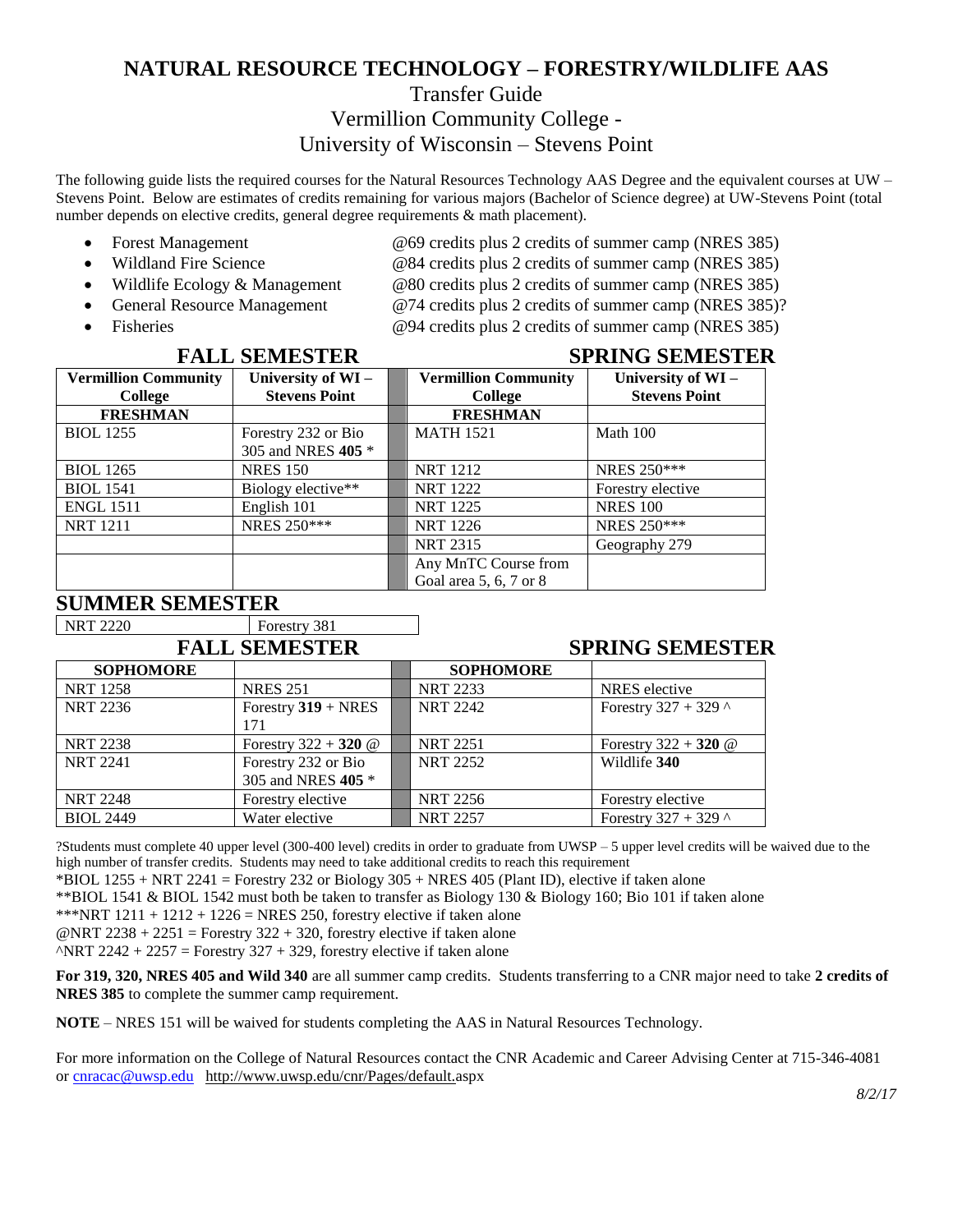# NATURAL RESOURCE TECHNOLOGY – FORESTRY/WILDLIFE AAS

## Transfer Guide
## Vermillion Community College -
## University of Wisconsin – Stevens Point

The following guide lists the required courses for the Natural Resources Technology AAS Degree and the equivalent courses at UW – Stevens Point. Below are estimates of credits remaining for various majors (Bachelor of Science degree) at UW-Stevens Point (total number depends on elective credits, general degree requirements & math placement).

- Forest Management @69 credits plus 2 credits of summer camp (NRES 385)
- Wildland Fire Science @84 credits plus 2 credits of summer camp (NRES 385)
- Wildlife Ecology & Management @80 credits plus 2 credits of summer camp (NRES 385)
- General Resource Management @74 credits plus 2 credits of summer camp (NRES 385)?
- Fisheries @94 credits plus 2 credits of summer camp (NRES 385)

### FALL SEMESTER / SPRING SEMESTER

| Vermillion Community College | University of WI – Stevens Point | Vermillion Community College | University of WI – Stevens Point |
|---|---|---|---|
| **FRESHMAN** | | **FRESHMAN** | |
| BIOL 1255 | Forestry 232 or Bio 305 and NRES **405** * | MATH 1521 | Math 100 |
| BIOL 1265 | NRES 150 | NRT 1212 | NRES 250*** |
| BIOL 1541 | Biology elective** | NRT 1222 | Forestry elective |
| ENGL 1511 | English 101 | NRT 1225 | NRES 100 |
| NRT 1211 | NRES 250*** | NRT 1226 | NRES 250*** |
| | | NRT 2315 | Geography 279 |
| | | Any MnTC Course from Goal area 5, 6, 7 or 8 | |

### SUMMER SEMESTER

| | |
|---|---|
| NRT 2220 | Forestry 381 |

### FALL SEMESTER / SPRING SEMESTER

| SOPHOMORE | | SOPHOMORE | |
|---|---|---|---|
| NRT 1258 | NRES 251 | NRT 2233 | NRES elective |
| NRT 2236 | Forestry **319** + NRES 171 | NRT 2242 | Forestry 327 + 329 ^ |
| NRT 2238 | Forestry 322 + **320** @ | NRT 2251 | Forestry 322 + **320** @ |
| NRT 2241 | Forestry 232 or Bio 305 and NRES **405** * | NRT 2252 | Wildlife **340** |
| NRT 2248 | Forestry elective | NRT 2256 | Forestry elective |
| BIOL 2449 | Water elective | NRT 2257 | Forestry 327 + 329 ^ |

?Students must complete 40 upper level (300-400 level) credits in order to graduate from UWSP – 5 upper level credits will be waived due to the high number of transfer credits. Students may need to take additional credits to reach this requirement

*BIOL 1255 + NRT 2241 = Forestry 232 or Biology 305 + NRES 405 (Plant ID), elective if taken alone

**BIOL 1541 & BIOL 1542 must both be taken to transfer as Biology 130 & Biology 160; Bio 101 if taken alone

***NRT 1211 + 1212 + 1226 = NRES 250, forestry elective if taken alone

@NRT 2238 + 2251 = Forestry 322 + 320, forestry elective if taken alone

^NRT 2242 + 2257 = Forestry 327 + 329, forestry elective if taken alone

**For 319, 320, NRES 405 and Wild 340** are all summer camp credits. Students transferring to a CNR major need to take **2 credits of NRES 385** to complete the summer camp requirement.

**NOTE** – NRES 151 will be waived for students completing the AAS in Natural Resources Technology.

For more information on the College of Natural Resources contact the CNR Academic and Career Advising Center at 715-346-4081 or cnracac@uwsp.edu http://www.uwsp.edu/cnr/Pages/default.aspx

*8/2/17*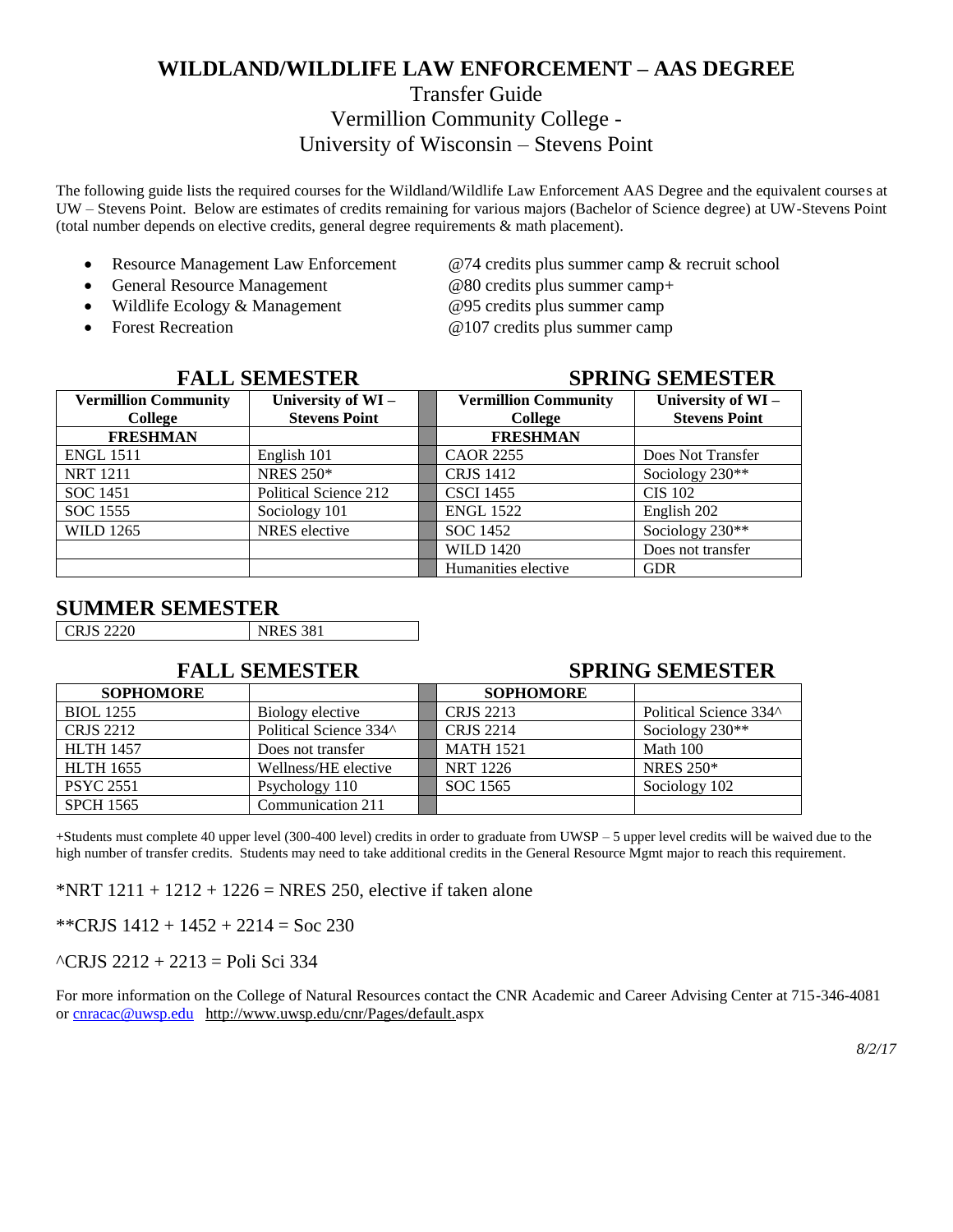# WILDLAND/WILDLIFE LAW ENFORCEMENT – AAS DEGREE

## Transfer Guide
## Vermillion Community College -
## University of Wisconsin – Stevens Point

The following guide lists the required courses for the Wildland/Wildlife Law Enforcement AAS Degree and the equivalent courses at UW – Stevens Point. Below are estimates of credits remaining for various majors (Bachelor of Science degree) at UW-Stevens Point (total number depends on elective credits, general degree requirements & math placement).

- Resource Management Law Enforcement — @74 credits plus summer camp & recruit school
- General Resource Management — @80 credits plus summer camp+
- Wildlife Ecology & Management — @95 credits plus summer camp
- Forest Recreation — @107 credits plus summer camp

| FALL SEMESTER | | | SPRING SEMESTER | |
|---|---|---|---|---|
| **Vermillion Community College** | **University of WI – Stevens Point** | | **Vermillion Community College** | **University of WI – Stevens Point** |
| **FRESHMAN** | | | **FRESHMAN** | |
| ENGL 1511 | English 101 | | CAOR 2255 | Does Not Transfer |
| NRT 1211 | NRES 250* | | CRJS 1412 | Sociology 230** |
| SOC 1451 | Political Science 212 | | CSCI 1455 | CIS 102 |
| SOC 1555 | Sociology 101 | | ENGL 1522 | English 202 |
| WILD 1265 | NRES elective | | SOC 1452 | Sociology 230** |
| | | | WILD 1420 | Does not transfer |
| | | | Humanities elective | GDR |

## SUMMER SEMESTER

| | |
|---|---|
| CRJS 2220 | NRES 381 |

| FALL SEMESTER | | | SPRING SEMESTER | |
|---|---|---|---|---|
| **SOPHOMORE** | | | **SOPHOMORE** | |
| BIOL 1255 | Biology elective | | CRJS 2213 | Political Science 334^ |
| CRJS 2212 | Political Science 334^ | | CRJS 2214 | Sociology 230** |
| HLTH 1457 | Does not transfer | | MATH 1521 | Math 100 |
| HLTH 1655 | Wellness/HE elective | | NRT 1226 | NRES 250* |
| PSYC 2551 | Psychology 110 | | SOC 1565 | Sociology 102 |
| SPCH 1565 | Communication 211 | | | |

+Students must complete 40 upper level (300-400 level) credits in order to graduate from UWSP – 5 upper level credits will be waived due to the high number of transfer credits. Students may need to take additional credits in the General Resource Mgmt major to reach this requirement.

*NRT 1211 + 1212 + 1226 = NRES 250, elective if taken alone

**CRJS 1412 + 1452 + 2214 = Soc 230

^CRJS 2212 + 2213 = Poli Sci 334

For more information on the College of Natural Resources contact the CNR Academic and Career Advising Center at 715-346-4081 or cnracac@uwsp.edu http://www.uwsp.edu/cnr/Pages/default.aspx

*8/2/17*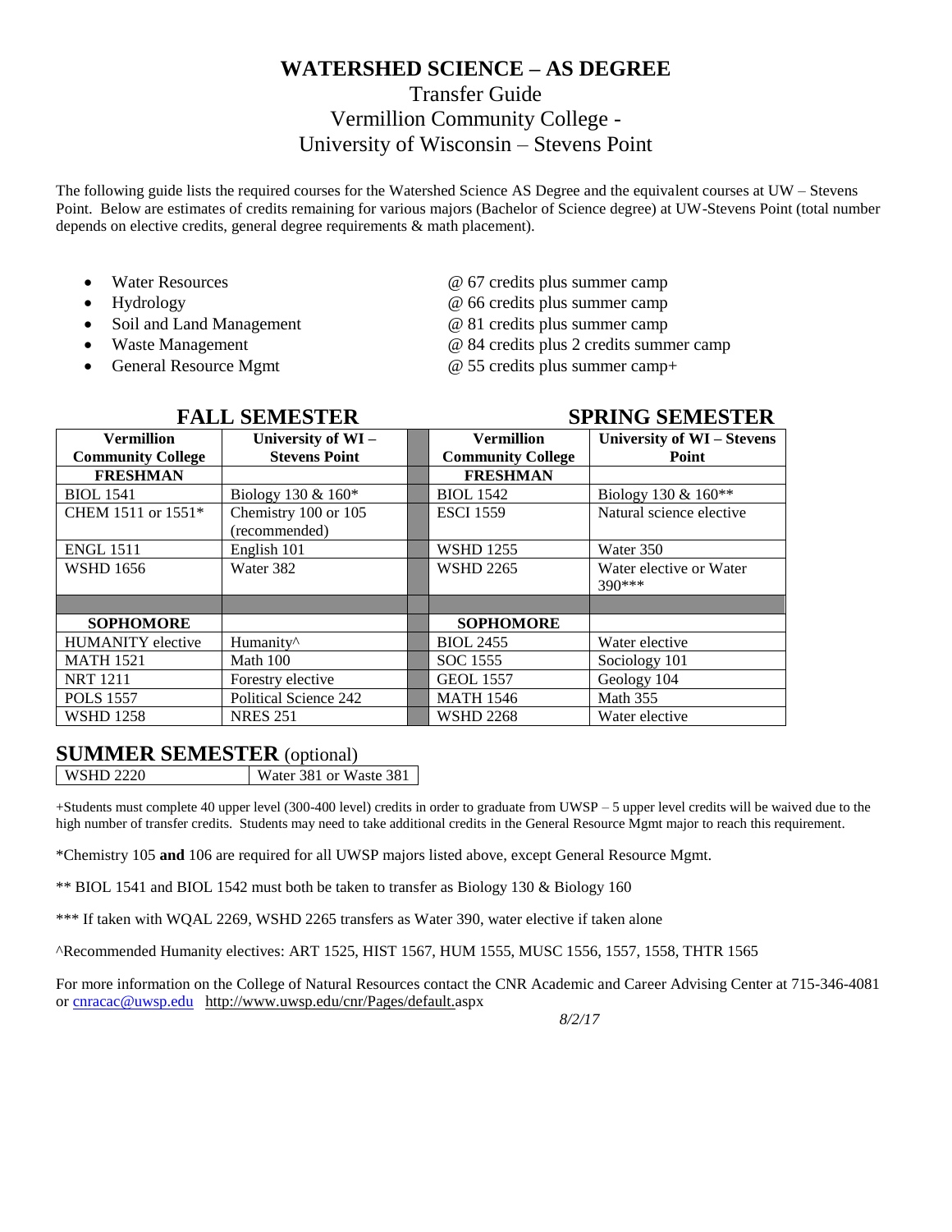# WATERSHED SCIENCE – AS DEGREE

## Transfer Guide
## Vermillion Community College -
## University of Wisconsin – Stevens Point

The following guide lists the required courses for the Watershed Science AS Degree and the equivalent courses at UW – Stevens Point. Below are estimates of credits remaining for various majors (Bachelor of Science degree) at UW-Stevens Point (total number depends on elective credits, general degree requirements & math placement).

- Water Resources @ 67 credits plus summer camp
- Hydrology @ 66 credits plus summer camp
- Soil and Land Management @ 81 credits plus summer camp
- Waste Management @ 84 credits plus 2 credits summer camp
- General Resource Mgmt @ 55 credits plus summer camp+

| FALL SEMESTER | | | SPRING SEMESTER | |
|---|---|---|---|---|
| **Vermillion Community College** | **University of WI – Stevens Point** | | **Vermillion Community College** | **University of WI – Stevens Point** |
| **FRESHMAN** | | | **FRESHMAN** | |
| BIOL 1541 | Biology 130 & 160* | | BIOL 1542 | Biology 130 & 160** |
| CHEM 1511 or 1551* | Chemistry 100 or 105 (recommended) | | ESCI 1559 | Natural science elective |
| ENGL 1511 | English 101 | | WSHD 1255 | Water 350 |
| WSHD 1656 | Water 382 | | WSHD 2265 | Water elective or Water 390*** |
| | | | | |
| **SOPHOMORE** | | | **SOPHOMORE** | |
| HUMANITY elective | Humanity^ | | BIOL 2455 | Water elective |
| MATH 1521 | Math 100 | | SOC 1555 | Sociology 101 |
| NRT 1211 | Forestry elective | | GEOL 1557 | Geology 104 |
| POLS 1557 | Political Science 242 | | MATH 1546 | Math 355 |
| WSHD 1258 | NRES 251 | | WSHD 2268 | Water elective |

## SUMMER SEMESTER (optional)

| | |
|---|---|
| WSHD 2220 | Water 381 or Waste 381 |

+Students must complete 40 upper level (300-400 level) credits in order to graduate from UWSP – 5 upper level credits will be waived due to the high number of transfer credits. Students may need to take additional credits in the General Resource Mgmt major to reach this requirement.

*Chemistry 105 **and** 106 are required for all UWSP majors listed above, except General Resource Mgmt.

** BIOL 1541 and BIOL 1542 must both be taken to transfer as Biology 130 & Biology 160

*** If taken with WQAL 2269, WSHD 2265 transfers as Water 390, water elective if taken alone

^Recommended Humanity electives: ART 1525, HIST 1567, HUM 1555, MUSC 1556, 1557, 1558, THTR 1565

For more information on the College of Natural Resources contact the CNR Academic and Career Advising Center at 715-346-4081 or cnracac@uwsp.edu http://www.uwsp.edu/cnr/Pages/default.aspx

*8/2/17*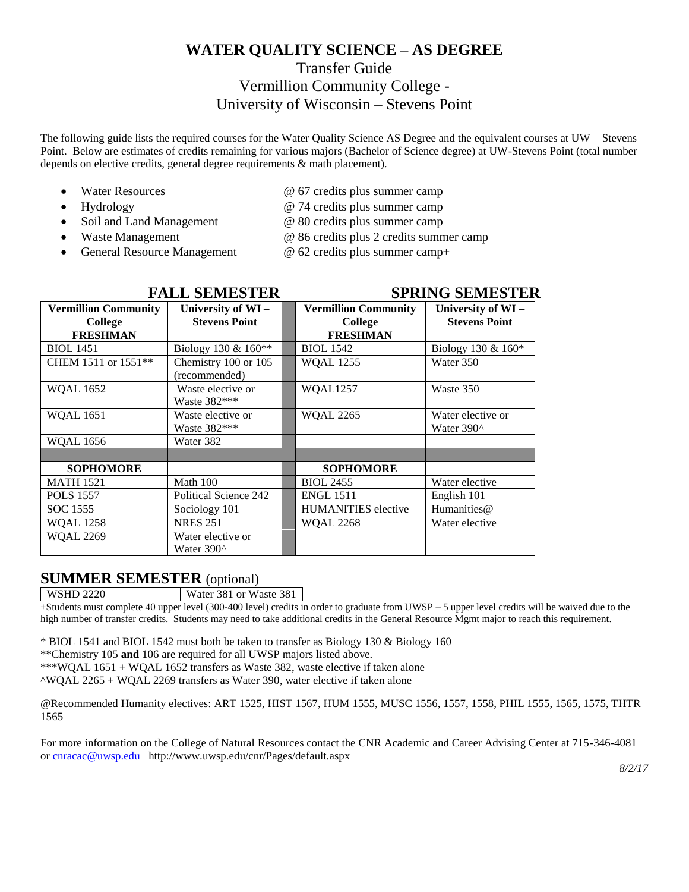# WATER QUALITY SCIENCE – AS DEGREE

## Transfer Guide
## Vermillion Community College -
## University of Wisconsin – Stevens Point

The following guide lists the required courses for the Water Quality Science AS Degree and the equivalent courses at UW – Stevens Point. Below are estimates of credits remaining for various majors (Bachelor of Science degree) at UW-Stevens Point (total number depends on elective credits, general degree requirements & math placement).

- Water Resources @ 67 credits plus summer camp
- Hydrology @ 74 credits plus summer camp
- Soil and Land Management @ 80 credits plus summer camp
- Waste Management @ 86 credits plus 2 credits summer camp
- General Resource Management @ 62 credits plus summer camp+

| FALL SEMESTER | | | SPRING SEMESTER | |
|---|---|---|---|---|
| **Vermillion Community College** | **University of WI – Stevens Point** | | **Vermillion Community College** | **University of WI – Stevens Point** |
| **FRESHMAN** | | | **FRESHMAN** | |
| BIOL 1451 | Biology 130 & 160** | | BIOL 1542 | Biology 130 & 160* |
| CHEM 1511 or 1551** | Chemistry 100 or 105 (recommended) | | WQAL 1255 | Water 350 |
| WQAL 1652 | Waste elective or Waste 382*** | | WQAL1257 | Waste 350 |
| WQAL 1651 | Waste elective or Waste 382*** | | WQAL 2265 | Water elective or Water 390^ |
| WQAL 1656 | Water 382 | | | |
| | | | | |
| **SOPHOMORE** | | | **SOPHOMORE** | |
| MATH 1521 | Math 100 | | BIOL 2455 | Water elective |
| POLS 1557 | Political Science 242 | | ENGL 1511 | English 101 |
| SOC 1555 | Sociology 101 | | HUMANITIES elective | Humanities@ |
| WQAL 1258 | NRES 251 | | WQAL 2268 | Water elective |
| WQAL 2269 | Water elective or Water 390^ | | | |

## SUMMER SEMESTER (optional)

| | |
|---|---|
| WSHD 2220 | Water 381 or Waste 381 |

+Students must complete 40 upper level (300-400 level) credits in order to graduate from UWSP – 5 upper level credits will be waived due to the high number of transfer credits. Students may need to take additional credits in the General Resource Mgmt major to reach this requirement.

* BIOL 1541 and BIOL 1542 must both be taken to transfer as Biology 130 & Biology 160

**Chemistry 105 **and** 106 are required for all UWSP majors listed above.

***WQAL 1651 + WQAL 1652 transfers as Waste 382, waste elective if taken alone

^WQAL 2265 + WQAL 2269 transfers as Water 390, water elective if taken alone

@Recommended Humanity electives: ART 1525, HIST 1567, HUM 1555, MUSC 1556, 1557, 1558, PHIL 1555, 1565, 1575, THTR 1565

For more information on the College of Natural Resources contact the CNR Academic and Career Advising Center at 715-346-4081 or cnracac@uwsp.edu http://www.uwsp.edu/cnr/Pages/default.aspx

*8/2/17*